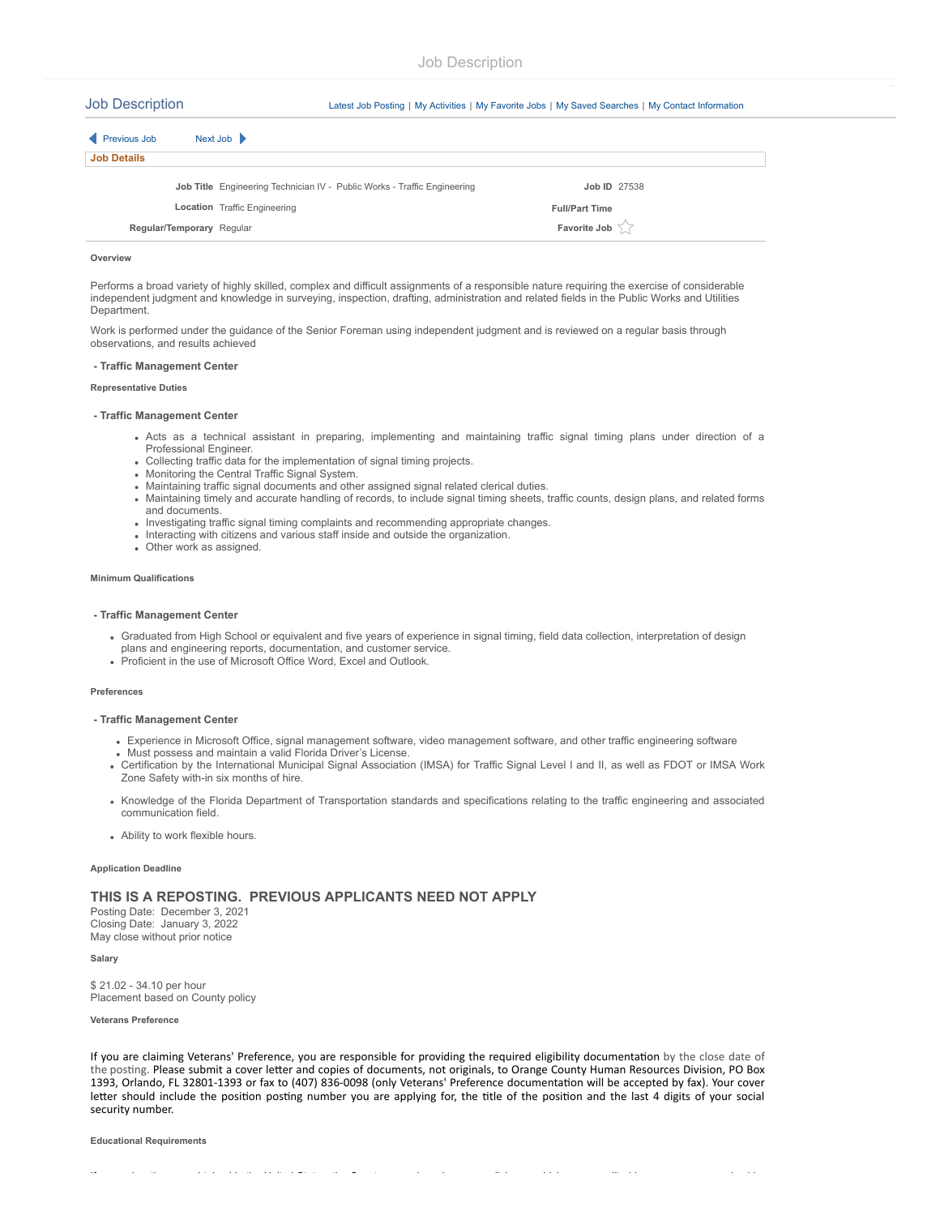# Job Description

## Job Description

Latest Job Posting | My Activities | My Favorite Jobs | My Saved Searches | My Contact Information

Previous Job    Next Job

**Job Details**

| | | | |
|---|---|---|---|
| **Job Title** | Engineering Technician IV - Public Works - Traffic Engineering | **Job ID** | 27538 |
| **Location** | Traffic Engineering | **Full/Part Time** | |
| **Regular/Temporary** | Regular | **Favorite Job** | |

**Overview**

Performs a broad variety of highly skilled, complex and difficult assignments of a responsible nature requiring the exercise of considerable independent judgment and knowledge in surveying, inspection, drafting, administration and related fields in the Public Works and Utilities Department.

Work is performed under the guidance of the Senior Foreman using independent judgment and is reviewed on a regular basis through observations, and results achieved

**- Traffic Management Center**

**Representative Duties**

**- Traffic Management Center**

- Acts as a technical assistant in preparing, implementing and maintaining traffic signal timing plans under direction of a Professional Engineer.
- Collecting traffic data for the implementation of signal timing projects.
- Monitoring the Central Traffic Signal System.
- Maintaining traffic signal documents and other assigned signal related clerical duties.
- Maintaining timely and accurate handling of records, to include signal timing sheets, traffic counts, design plans, and related forms and documents.
- Investigating traffic signal timing complaints and recommending appropriate changes.
- Interacting with citizens and various staff inside and outside the organization.
- Other work as assigned.

**Minimum Qualifications**

**- Traffic Management Center**

- Graduated from High School or equivalent and five years of experience in signal timing, field data collection, interpretation of design plans and engineering reports, documentation, and customer service.
- Proficient in the use of Microsoft Office Word, Excel and Outlook.

**Preferences**

**- Traffic Management Center**

- Experience in Microsoft Office, signal management software, video management software, and other traffic engineering software
- Must possess and maintain a valid Florida Driver's License.
- Certification by the International Municipal Signal Association (IMSA) for Traffic Signal Level I and II, as well as FDOT or IMSA Work Zone Safety with-in six months of hire.
- Knowledge of the Florida Department of Transportation standards and specifications relating to the traffic engineering and associated communication field.
- Ability to work flexible hours.

**Application Deadline**

**THIS IS A REPOSTING. PREVIOUS APPLICANTS NEED NOT APPLY**

Posting Date: December 3, 2021
Closing Date: January 3, 2022
May close without prior notice

**Salary**

$ 21.02 - 34.10 per hour
Placement based on County policy

**Veterans Preference**

If you are claiming Veterans' Preference, you are responsible for providing the required eligibility documentation by the close date of the posting. Please submit a cover letter and copies of documents, not originals, to Orange County Human Resources Division, PO Box 1393, Orlando, FL 32801-1393 or fax to (407) 836-0098 (only Veterans' Preference documentation will be accepted by fax). Your cover letter should include the position posting number you are applying for, the title of the position and the last 4 digits of your social security number.

**Educational Requirements**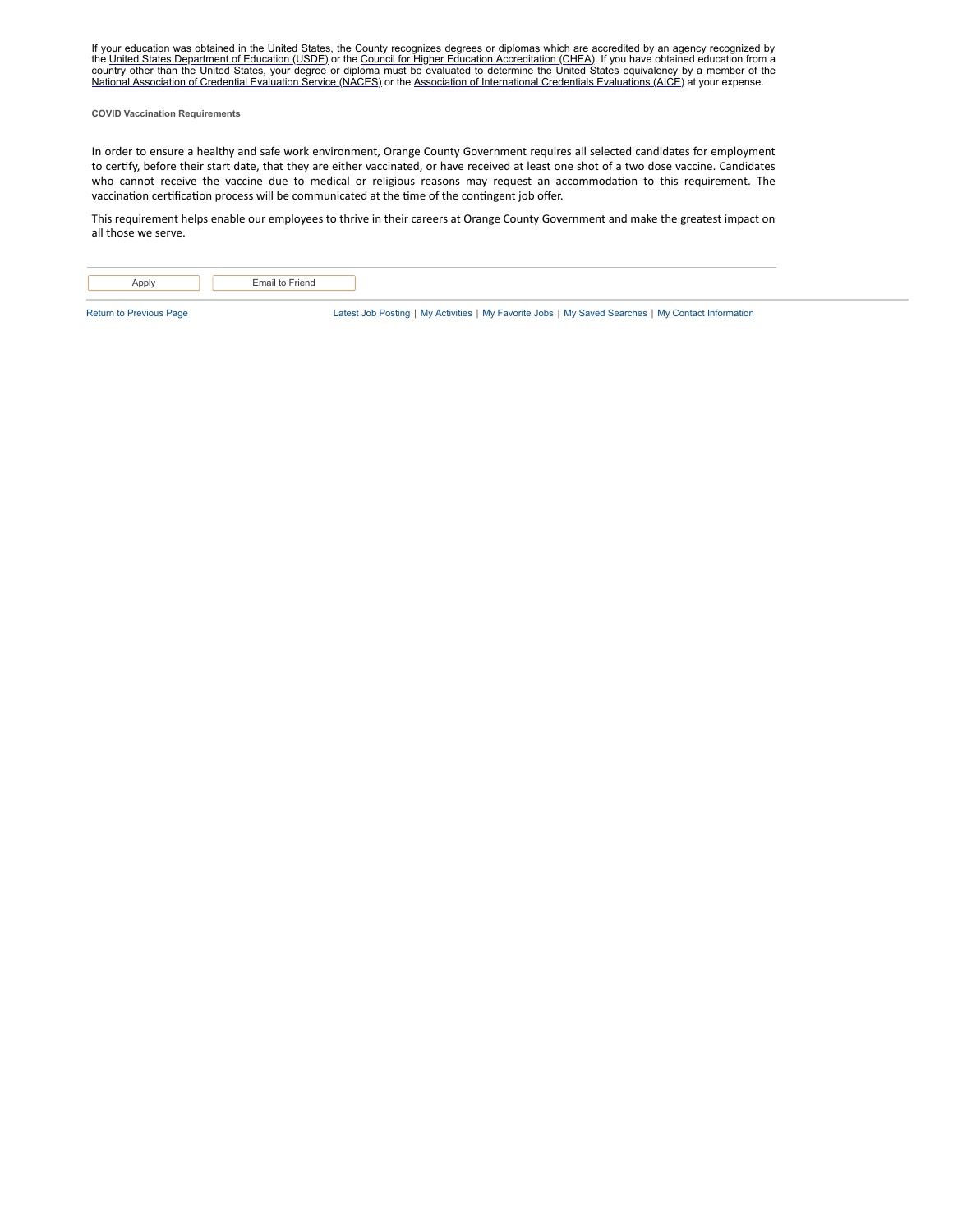If your education was obtained in the United States, the County recognizes degrees or diplomas which are accredited by an agency recognized by the United States Department of Education (USDE) or the Council for Higher Education Accreditation (CHEA). If you have obtained education from a country other than the United States, your degree or diploma must be evaluated to determine the United States equivalency by a member of the National Association of Credential Evaluation Service (NACES) or the Association of International Credentials Evaluations (AICE) at your expense.

**COVID Vaccination Requirements**

In order to ensure a healthy and safe work environment, Orange County Government requires all selected candidates for employment to certify, before their start date, that they are either vaccinated, or have received at least one shot of a two dose vaccine. Candidates who cannot receive the vaccine due to medical or religious reasons may request an accommodation to this requirement. The vaccination certification process will be communicated at the time of the contingent job offer.

This requirement helps enable our employees to thrive in their careers at Orange County Government and make the greatest impact on all those we serve.

Apply | Email to Friend

Return to Previous Page

Latest Job Posting | My Activities | My Favorite Jobs | My Saved Searches | My Contact Information